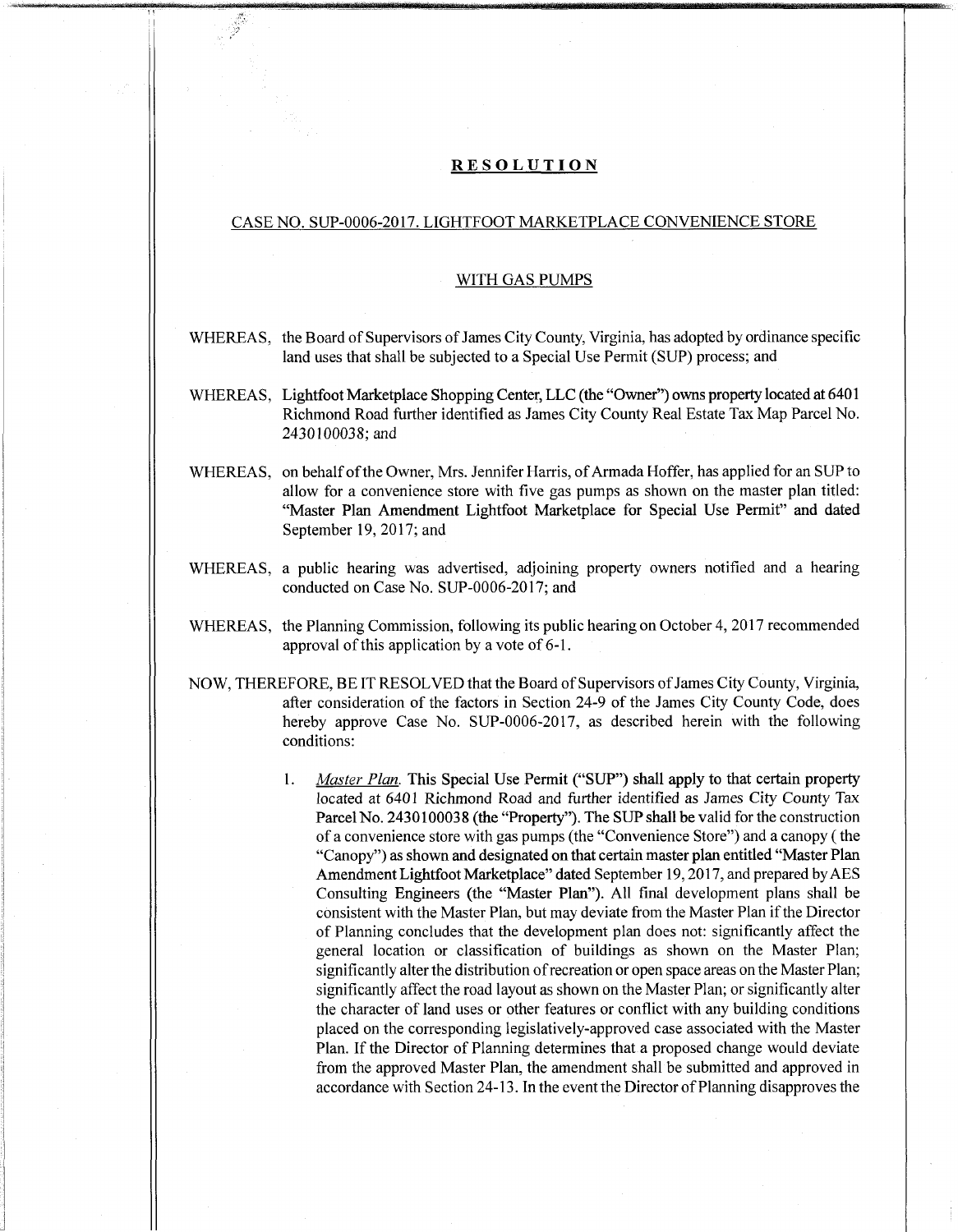# RESOLUTION

## CASE NO. SUP-0006-2017. LIGHTFOOT MARKETPLACE CONVENIENCE STORE WITH GAS PUMPS

WHEREAS, the Board of Supervisors of James City County, Virginia, has adopted by ordinance specific land uses that shall be subjected to a Special Use Permit (SUP) process; and

WHEREAS, Lightfoot Marketplace Shopping Center, LLC (the "Owner") owns property located at 6401 Richmond Road further identified as James City County Real Estate Tax Map Parcel No. 2430100038; and

WHEREAS, on behalf of the Owner, Mrs. Jennifer Harris, of Armada Hoffer, has applied for an SUP to allow for a convenience store with five gas pumps as shown on the master plan titled: "Master Plan Amendment Lightfoot Marketplace for Special Use Permit" and dated September 19, 2017; and

WHEREAS, a public hearing was advertised, adjoining property owners notified and a hearing conducted on Case No. SUP-0006-2017; and

WHEREAS, the Planning Commission, following its public hearing on October 4, 2017 recommended approval of this application by a vote of 6-1.

NOW, THEREFORE, BE IT RESOLVED that the Board of Supervisors of James City County, Virginia, after consideration of the factors in Section 24-9 of the James City County Code, does hereby approve Case No. SUP-0006-2017, as described herein with the following conditions:

1. *Master Plan.* This Special Use Permit ("SUP") shall apply to that certain property located at 6401 Richmond Road and further identified as James City County Tax Parcel No. 2430100038 (the "Property"). The SUP shall be valid for the construction of a convenience store with gas pumps (the "Convenience Store") and a canopy ( the "Canopy") as shown and designated on that certain master plan entitled "Master Plan Amendment Lightfoot Marketplace" dated September 19, 2017, and prepared by AES Consulting Engineers (the "Master Plan"). All final development plans shall be consistent with the Master Plan, but may deviate from the Master Plan if the Director of Planning concludes that the development plan does not: significantly affect the general location or classification of buildings as shown on the Master Plan; significantly alter the distribution of recreation or open space areas on the Master Plan; significantly affect the road layout as shown on the Master Plan; or significantly alter the character of land uses or other features or conflict with any building conditions placed on the corresponding legislatively-approved case associated with the Master Plan. If the Director of Planning determines that a proposed change would deviate from the approved Master Plan, the amendment shall be submitted and approved in accordance with Section 24-13. In the event the Director of Planning disapproves the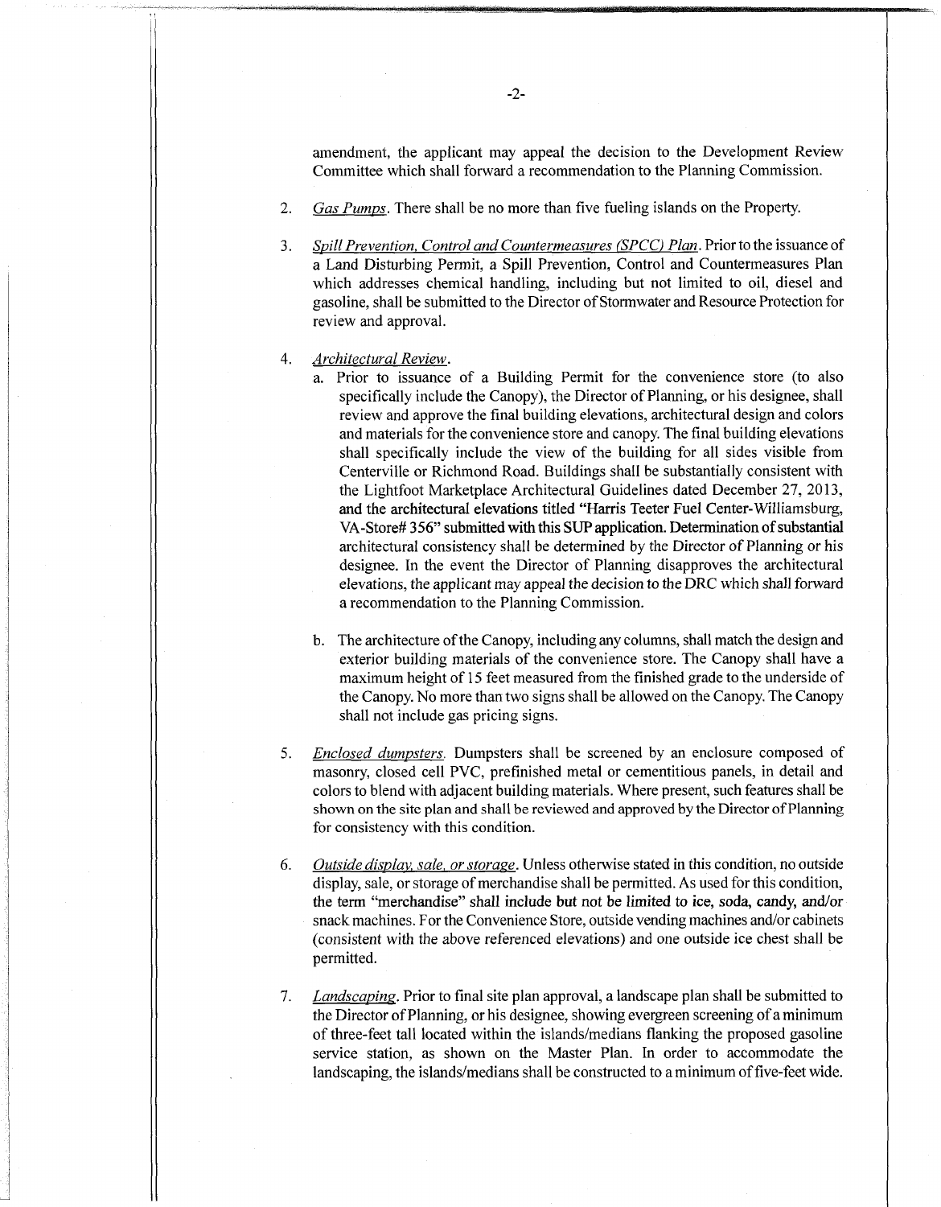amendment, the applicant may appeal the decision to the Development Review Committee which shall forward a recommendation to the Planning Commission.

2. *Gas Pumps*. There shall be no more than five fueling islands on the Property.

3. *Spill Prevention, Control and Countermeasures (SPCC) Plan*. Prior to the issuance of a Land Disturbing Permit, a Spill Prevention, Control and Countermeasures Plan which addresses chemical handling, including but not limited to oil, diesel and gasoline, shall be submitted to the Director of Stormwater and Resource Protection for review and approval.

4. *Architectural Review*.
   a. Prior to issuance of a Building Permit for the convenience store (to also specifically include the Canopy), the Director of Planning, or his designee, shall review and approve the final building elevations, architectural design and colors and materials for the convenience store and canopy. The final building elevations shall specifically include the view of the building for all sides visible from Centerville or Richmond Road. Buildings shall be substantially consistent with the Lightfoot Marketplace Architectural Guidelines dated December 27, 2013, and the architectural elevations titled "Harris Teeter Fuel Center-Williamsburg, VA-Store# 356" submitted with this SUP application. Determination of substantial architectural consistency shall be determined by the Director of Planning or his designee. In the event the Director of Planning disapproves the architectural elevations, the applicant may appeal the decision to the DRC which shall forward a recommendation to the Planning Commission.

   b. The architecture of the Canopy, including any columns, shall match the design and exterior building materials of the convenience store. The Canopy shall have a maximum height of 15 feet measured from the finished grade to the underside of the Canopy. No more than two signs shall be allowed on the Canopy. The Canopy shall not include gas pricing signs.

5. *Enclosed dumpsters*. Dumpsters shall be screened by an enclosure composed of masonry, closed cell PVC, prefinished metal or cementitious panels, in detail and colors to blend with adjacent building materials. Where present, such features shall be shown on the site plan and shall be reviewed and approved by the Director of Planning for consistency with this condition.

6. *Outside display, sale, or storage*. Unless otherwise stated in this condition, no outside display, sale, or storage of merchandise shall be permitted. As used for this condition, the term "merchandise" shall include but not be limited to ice, soda, candy, and/or snack machines. For the Convenience Store, outside vending machines and/or cabinets (consistent with the above referenced elevations) and one outside ice chest shall be permitted.

7. *Landscaping*. Prior to final site plan approval, a landscape plan shall be submitted to the Director of Planning, or his designee, showing evergreen screening of a minimum of three-feet tall located within the islands/medians flanking the proposed gasoline service station, as shown on the Master Plan. In order to accommodate the landscaping, the islands/medians shall be constructed to a minimum of five-feet wide.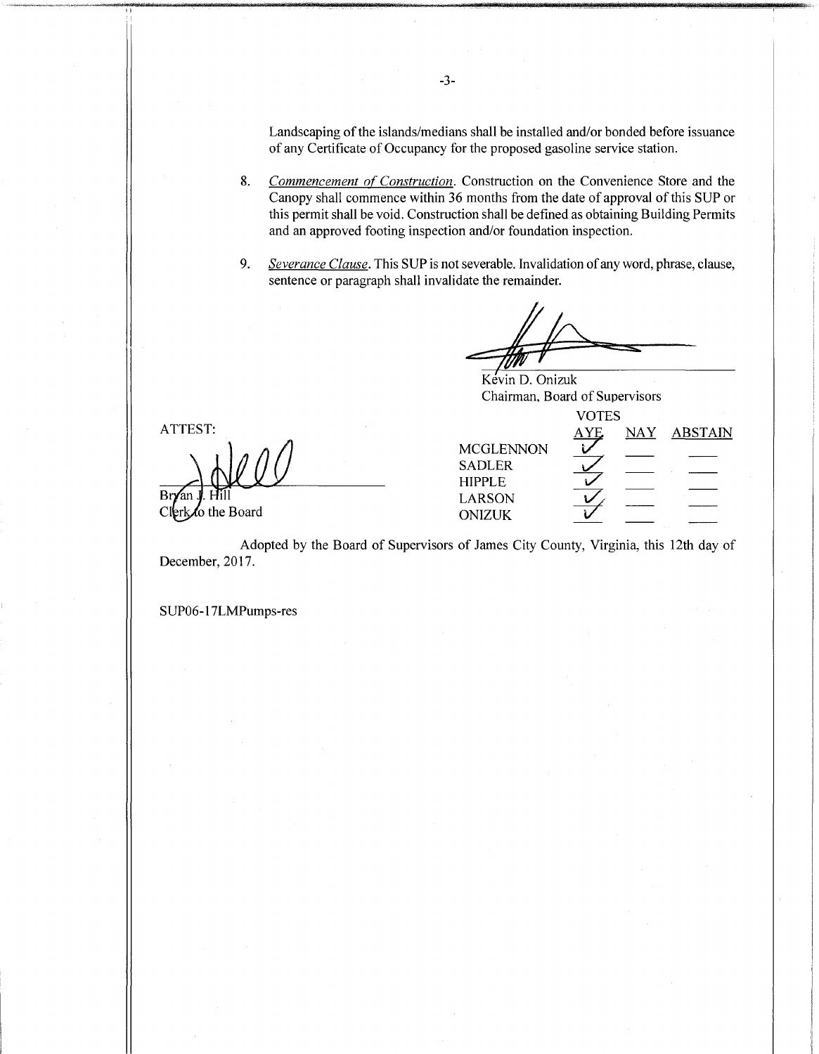Landscaping of the islands/medians shall be installed and/or bonded before issuance of any Certificate of Occupancy for the proposed gasoline service station.

8. *Commencement of Construction*. Construction on the Convenience Store and the Canopy shall commence within 36 months from the date of approval of this SUP or this permit shall be void. Construction shall be defined as obtaining Building Permits and an approved footing inspection and/or foundation inspection.

9. *Severance Clause*. This SUP is not severable. Invalidation of any word, phrase, clause, sentence or paragraph shall invalidate the remainder.

Kevin D. Onizuk
Chairman, Board of Supervisors

ATTEST:

Bryan J. Hill
Clerk to the Board

| VOTES | AYE | NAY | ABSTAIN |
|---|---|---|---|
| MCGLENNON | ✓ | | |
| SADLER | ✓ | | |
| HIPPLE | ✓ | | |
| LARSON | ✓ | | |
| ONIZUK | ✓ | | |

Adopted by the Board of Supervisors of James City County, Virginia, this 12th day of December, 2017.

SUP06-17LMPumps-res